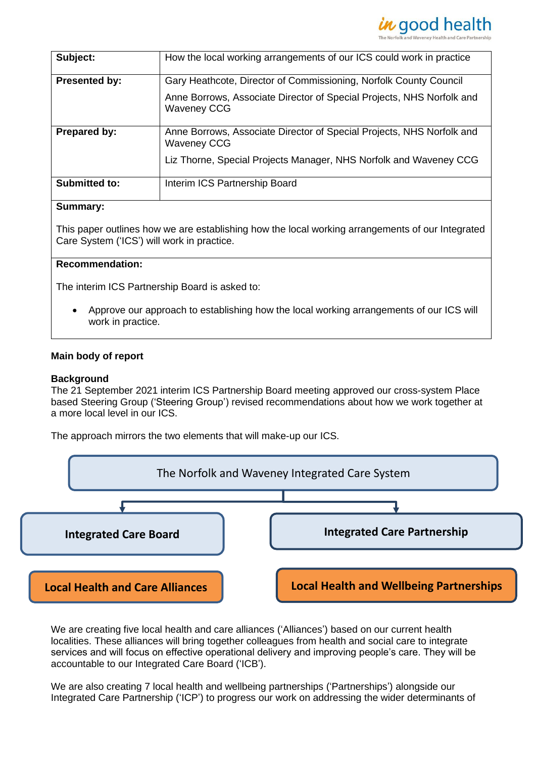| Subject: | How the local working arrangements of our ICS could work in practice |
|---|---|
| Presented by: | Gary Heathcote, Director of Commissioning, Norfolk County Council<br>Anne Borrows, Associate Director of Special Projects, NHS Norfolk and Waveney CCG |
| Prepared by: | Anne Borrows, Associate Director of Special Projects, NHS Norfolk and Waveney CCG<br>Liz Thorne, Special Projects Manager, NHS Norfolk and Waveney CCG |
| Submitted to: | Interim ICS Partnership Board |

**Summary:**

This paper outlines how we are establishing how the local working arrangements of our Integrated Care System ('ICS') will work in practice.

**Recommendation:**

The interim ICS Partnership Board is asked to:

- Approve our approach to establishing how the local working arrangements of our ICS will work in practice.

**Main body of report**

**Background**

The 21 September 2021 interim ICS Partnership Board meeting approved our cross-system Place based Steering Group ('Steering Group') revised recommendations about how we work together at a more local level in our ICS.

The approach mirrors the two elements that will make-up our ICS.

The Norfolk and Waveney Integrated Care System

- Integrated Care Board
  - Local Health and Care Alliances
- Integrated Care Partnership
  - Local Health and Wellbeing Partnerships

We are creating five local health and care alliances ('Alliances') based on our current health localities. These alliances will bring together colleagues from health and social care to integrate services and will focus on effective operational delivery and improving people's care. They will be accountable to our Integrated Care Board ('ICB').

We are also creating 7 local health and wellbeing partnerships ('Partnerships') alongside our Integrated Care Partnership ('ICP') to progress our work on addressing the wider determinants of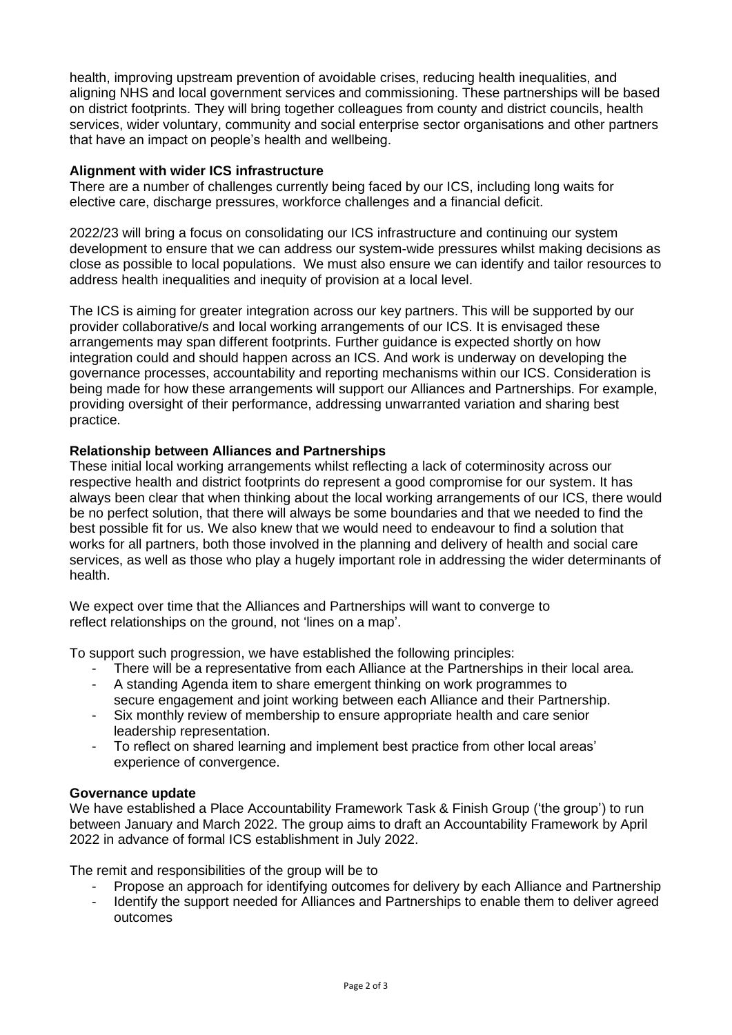health, improving upstream prevention of avoidable crises, reducing health inequalities, and aligning NHS and local government services and commissioning. These partnerships will be based on district footprints. They will bring together colleagues from county and district councils, health services, wider voluntary, community and social enterprise sector organisations and other partners that have an impact on people's health and wellbeing.

**Alignment with wider ICS infrastructure**

There are a number of challenges currently being faced by our ICS, including long waits for elective care, discharge pressures, workforce challenges and a financial deficit.

2022/23 will bring a focus on consolidating our ICS infrastructure and continuing our system development to ensure that we can address our system-wide pressures whilst making decisions as close as possible to local populations. We must also ensure we can identify and tailor resources to address health inequalities and inequity of provision at a local level.

The ICS is aiming for greater integration across our key partners. This will be supported by our provider collaborative/s and local working arrangements of our ICS. It is envisaged these arrangements may span different footprints. Further guidance is expected shortly on how integration could and should happen across an ICS. And work is underway on developing the governance processes, accountability and reporting mechanisms within our ICS. Consideration is being made for how these arrangements will support our Alliances and Partnerships. For example, providing oversight of their performance, addressing unwarranted variation and sharing best practice.

**Relationship between Alliances and Partnerships**

These initial local working arrangements whilst reflecting a lack of coterminosity across our respective health and district footprints do represent a good compromise for our system. It has always been clear that when thinking about the local working arrangements of our ICS, there would be no perfect solution, that there will always be some boundaries and that we needed to find the best possible fit for us. We also knew that we would need to endeavour to find a solution that works for all partners, both those involved in the planning and delivery of health and social care services, as well as those who play a hugely important role in addressing the wider determinants of health.

We expect over time that the Alliances and Partnerships will want to converge to reflect relationships on the ground, not 'lines on a map'.

To support such progression, we have established the following principles:

- There will be a representative from each Alliance at the Partnerships in their local area.
- A standing Agenda item to share emergent thinking on work programmes to secure engagement and joint working between each Alliance and their Partnership.
- Six monthly review of membership to ensure appropriate health and care senior leadership representation.
- To reflect on shared learning and implement best practice from other local areas' experience of convergence.

**Governance update**

We have established a Place Accountability Framework Task & Finish Group ('the group') to run between January and March 2022. The group aims to draft an Accountability Framework by April 2022 in advance of formal ICS establishment in July 2022.

The remit and responsibilities of the group will be to

- Propose an approach for identifying outcomes for delivery by each Alliance and Partnership
- Identify the support needed for Alliances and Partnerships to enable them to deliver agreed outcomes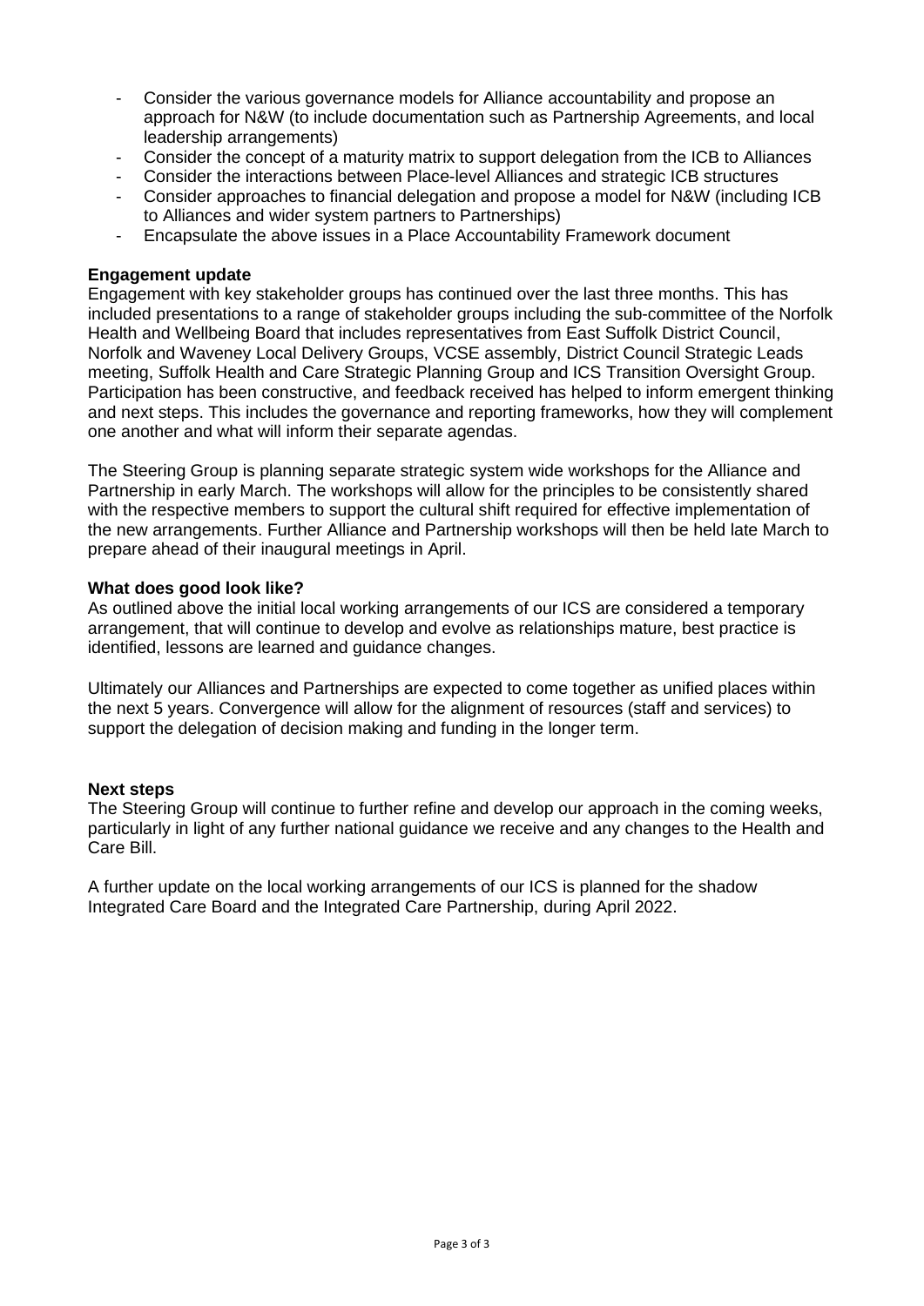- Consider the various governance models for Alliance accountability and propose an approach for N&W (to include documentation such as Partnership Agreements, and local leadership arrangements)
- Consider the concept of a maturity matrix to support delegation from the ICB to Alliances
- Consider the interactions between Place-level Alliances and strategic ICB structures
- Consider approaches to financial delegation and propose a model for N&W (including ICB to Alliances and wider system partners to Partnerships)
- Encapsulate the above issues in a Place Accountability Framework document

**Engagement update**

Engagement with key stakeholder groups has continued over the last three months. This has included presentations to a range of stakeholder groups including the sub-committee of the Norfolk Health and Wellbeing Board that includes representatives from East Suffolk District Council, Norfolk and Waveney Local Delivery Groups, VCSE assembly, District Council Strategic Leads meeting, Suffolk Health and Care Strategic Planning Group and ICS Transition Oversight Group. Participation has been constructive, and feedback received has helped to inform emergent thinking and next steps. This includes the governance and reporting frameworks, how they will complement one another and what will inform their separate agendas.

The Steering Group is planning separate strategic system wide workshops for the Alliance and Partnership in early March. The workshops will allow for the principles to be consistently shared with the respective members to support the cultural shift required for effective implementation of the new arrangements. Further Alliance and Partnership workshops will then be held late March to prepare ahead of their inaugural meetings in April.

**What does good look like?**

As outlined above the initial local working arrangements of our ICS are considered a temporary arrangement, that will continue to develop and evolve as relationships mature, best practice is identified, lessons are learned and guidance changes.

Ultimately our Alliances and Partnerships are expected to come together as unified places within the next 5 years. Convergence will allow for the alignment of resources (staff and services) to support the delegation of decision making and funding in the longer term.

**Next steps**

The Steering Group will continue to further refine and develop our approach in the coming weeks, particularly in light of any further national guidance we receive and any changes to the Health and Care Bill.

A further update on the local working arrangements of our ICS is planned for the shadow Integrated Care Board and the Integrated Care Partnership, during April 2022.